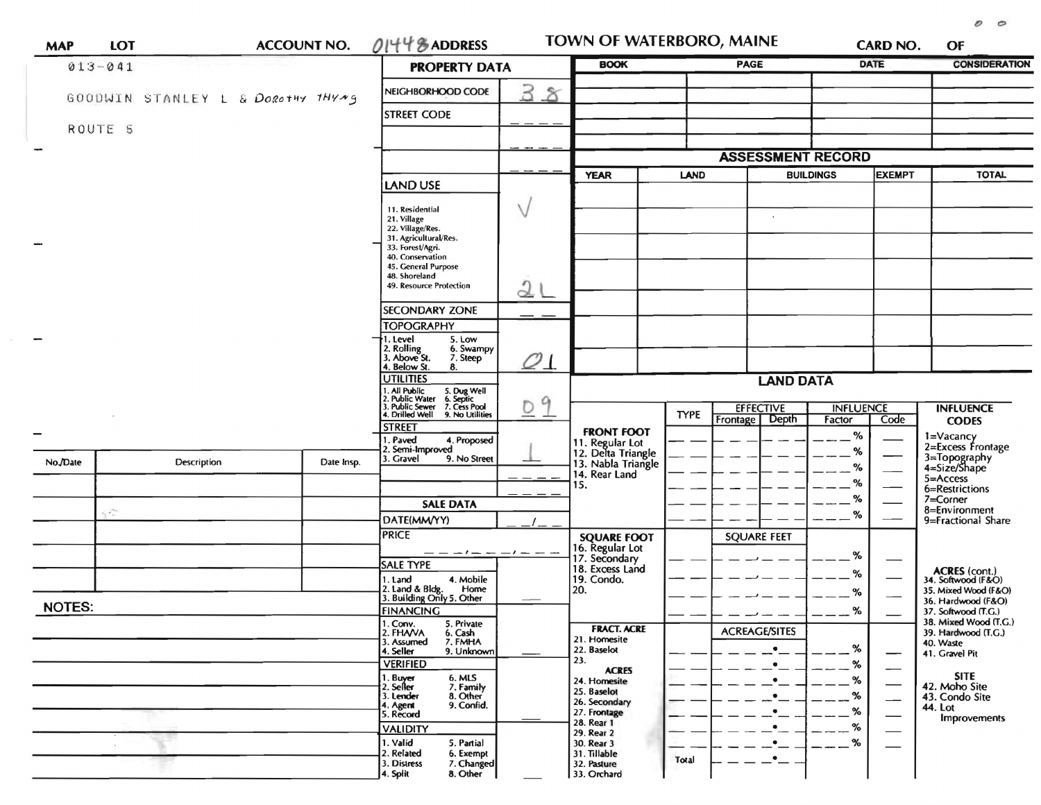**MAP** **LOT** **ACCOUNT NO.** 01448 **ADDRESS**

# TOWN OF WATERBORO, MAINE

**CARD NO.** **OF**

013-041

GOODWIN STANLEY L & Dorothy Thyng

ROUTE 5

## PROPERTY DATA

| | |
|---|---|
| NEIGHBORHOOD CODE | 38 |
| STREET CODE | |
| | |
| | |
| LAND USE<br>11. Residential<br>21. Village<br>22. Village/Res.<br>31. Agricultural/Res.<br>33. Forest/Agri.<br>40. Conservation<br>45. General Purpose<br>48. Shoreland<br>49. Resource Protection | √<br>21 |
| SECONDARY ZONE | |
| TOPOGRAPHY<br>1. Level 5. Low<br>2. Rolling 6. Swampy<br>3. Above St. 7. Steep<br>4. Below St. 8. | 01 |
| UTILITIES<br>1. All Public 5. Dug Well<br>2. Public Water 6. Septic<br>3. Public Sewer 7. Cess Pool<br>4. Drilled Well 9. No Utilities | 09 |
| STREET<br>1. Paved 4. Proposed<br>2. Semi-Improved<br>3. Gravel 9. No Street | 1 |

### SALE DATA

| | |
|---|---|
| DATE(MM/YY) | / |
| PRICE | |
| SALE TYPE<br>1. Land 4. Mobile Home<br>2. Land & Bldg.<br>3. Building Only 5. Other | |
| FINANCING<br>1. Conv. 5. Private<br>2. FHA/VA 6. Cash<br>3. Assumed 7. FMHA<br>4. Seller 9. Unknown | |
| VERIFIED<br>1. Buyer 6. MLS<br>2. Seller 7. Family<br>3. Lender 8. Other<br>4. Agent 9. Confid.<br>5. Record | |
| VALIDITY<br>1. Valid 5. Partial<br>2. Related 6. Exempt<br>3. Distress 7. Changed<br>4. Split 8. Other | |

| BOOK | PAGE | DATE | CONSIDERATION |
|---|---|---|---|
| | | | |
| | | | |
| | | | |
| | | | |
| | | | |

## ASSESSMENT RECORD

| YEAR | LAND | BUILDINGS | EXEMPT | TOTAL |
|---|---|---|---|---|
| | | | | |
| | | | | |
| | | | | |
| | | | | |
| | | | | |
| | | | | |
| | | | | |
| | | | | |

## LAND DATA

| | TYPE | EFFECTIVE Frontage | Depth | INFLUENCE Factor | Code |
|---|---|---|---|---|---|
| **FRONT FOOT**<br>11. Regular Lot<br>12. Delta Triangle<br>13. Nabla Triangle<br>14. Rear Land<br>15. | | | | % | |
| **SQUARE FOOT**<br>16. Regular Lot<br>17. Secondary<br>18. Excess Land<br>19. Condo.<br>20. | | SQUARE FEET | | % | |
| **FRACT. ACRE**<br>21. Homesite<br>22. Baselot<br>23.<br>**ACRES**<br>24. Homesite<br>25. Baselot<br>26. Secondary<br>27. Frontage<br>28. Rear 1<br>29. Rear 2<br>30. Rear 3<br>31. Tillable<br>32. Pasture<br>33. Orchard | Total | ACREAGE/SITES | | % | |

**INFLUENCE CODES**
1=Vacancy
2=Excess Frontage
3=Topography
4=Size/Shape
5=Access
6=Restrictions
7=Corner
8=Environment
9=Fractional Share

**ACRES (cont.)**
34. Softwood (F&O)
35. Mixed Wood (F&O)
36. Hardwood (F&O)
37. Softwood (T.G.)
38. Mixed Wood (T.G.)
39. Hardwood (T.G.)
40. Waste
41. Gravel Pit

**SITE**
42. Moho Site
43. Condo Site
44. Lot Improvements

| No./Date | Description | Date Insp. |
|---|---|---|
| | | |
| | | |
| | | |
| | | |
| | | |
| | | |

**NOTES:**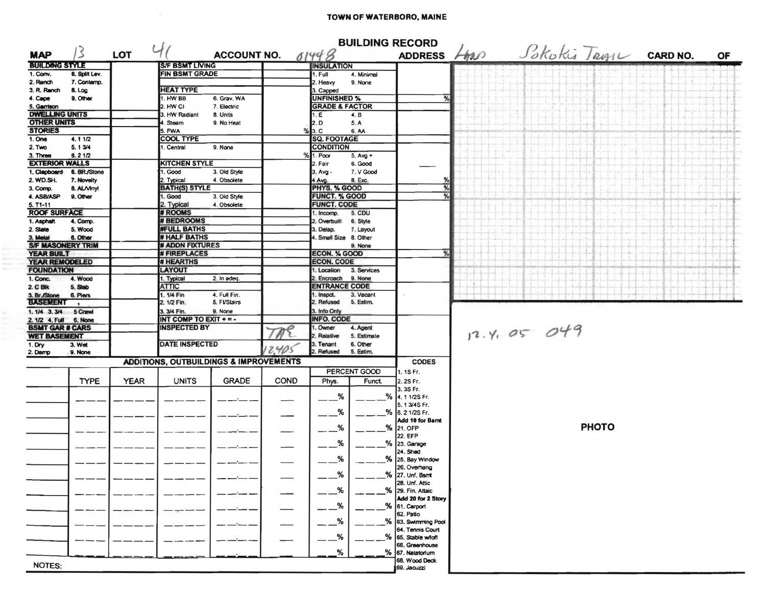**TOWN OF WATERBORO, MAINE**

## BUILDING RECORD

**MAP** 13 **LOT** 41 **ACCOUNT NO.** 01448 **ADDRESS** Lots Sokokis Trail **CARD NO.** **OF**

| | | | | | |
|---|---|---|---|---|---|
| **BUILDING STYLE** | | **S/F BSMT LIVING** | | **INSULATION** | |
| 1. Conv. 6. Split Lev. | | **FIN BSMT GRADE** | | 1. Full 4. Minimal | |
| 2. Ranch 7. Contemp. | | | | 2. Heavy 9. None | |
| 3. R. Ranch 8. Log | | **HEAT TYPE** | | 3. Capped | |
| 4. Cape 9. Other | | 1. HW BB 6. Grav. WA | | **UNFINISHED %** | % |
| 5. Garrison | | 2. HW CI 7. Electric | | **GRADE & FACTOR** | |
| **DWELLING UNITS** | | 3. HW Radiant 8. Units | | 1. E 4. B | |
| **OTHER UNITS** | | 4. Steam 9. No Heat | | 2. D 5. A | |
| **STORIES** | | 5. FWA | % | 3. C 6. AA | |
| 1. One 4. 1 1/2 | | **COOL TYPE** | | **SQ. FOOTAGE** | |
| 2. Two 5. 1 3/4 | | 1. Central 9. None | | **CONDITION** | |
| 3. Three 6. 2 1/2 | | | % | 1. Poor 5. Avg + | |
| **EXTERIOR WALLS** | | **KITCHEN STYLE** | | 2. Fair 6. Good | |
| 1. Clapboard 6. BR/Stone | | 1. Good 3. Old Style | | 3. Avg - 7. V Good | |
| 2. WD.SH. 7. Novelty | | 2. Typical 4. Obsolete | | 4 Avg. 8. Exc. | % |
| 3. Comp. 8. AL/Vinyl | | **BATH(S) STYLE** | | **PHYS. % GOOD** | % |
| 4. ASB/ASP 9. Other | | 1. Good 3. Old Style | | **FUNCT. % GOOD** | % |
| 5. T1-11 | | 2. Typical 4. Obsolete | | **FUNCT. CODE** | |
| **ROOF SURFACE** | | **# ROOMS** | | 1. Incomp. 5. CDU | |
| 1. Asphalt 4. Comp. | | **# BEDROOMS** | | 2. Overbuilt 6. Style | |
| 2. Slate 5. Wood | | **#FULL BATHS** | | 3. Delap. 7. Layout | |
| 3. Metal 6. Other | | **# HALF BATHS** | | 4. Small Size 8. Other | |
| **S/F MASONERY TRIM** | | **# ADDN FIXTURES** | | 9. None | |
| **YEAR BUILT** | | **# FIREPLACES** | | **ECON. % GOOD** | % |
| **YEAR REMODELED** | | **# HEARTHS** | | **ECON. CODE** | |
| **FOUNDATION** | | **LAYOUT** | | 1. Location 3. Services | |
| 1. Conc. 4. Wood | | 1. Typical 2. In adeq. | | 2. Encroach 9. None | |
| 2. C Blk 5. Slab | | **ATTIC** | | **ENTRANCE CODE** | |
| 3. Br./Stone 6. Piers | | 1. 1/4 Fin 4. Full Fin. | | 1. Inspct. 3. Vacant | |
| **BASEMENT** | | 2. 1/2 Fin. 5. Fl/Stairs | | 2. Refused 5. Estim. | |
| 1. 1/4 3. 3/4 5 Crawl | | 3. 3/4 Fin. 9. None | | 3. Info Only | |
| 2. 1/2 4. Full 6. None | | **INT COMP TO EXIT + = -** | | **INFO. CODE** | |
| **BSMT GAR # CARS** | | **INSPECTED BY** | TAP | 1. Owner 4. Agent | |
| **WET BASEMENT** | | | | 2. Relative 5. Estimate | |
| 1. Dry 3. Wet | | **DATE INSPECTED** | 12.4.05 | 3. Tenant 6. Other | |
| 2. Damp 9. None | | | | 2. Refused 5. Estim. | |

12.4.05 049

### ADDITIONS, OUTBUILDINGS & IMPROVEMENTS

| | TYPE | YEAR | UNITS | GRADE | COND | PERCENT GOOD Phys. | PERCENT GOOD Funct. |
|---|---|---|---|---|---|---|---|
| | | | | | | % | % |
| | | | | | | % | % |
| | | | | | | % | % |
| | | | | | | % | % |
| | | | | | | % | % |
| | | | | | | % | % |
| | | | | | | % | % |
| | | | | | | % | % |
| | | | | | | % | % |
| | | | | | | % | % |
| | | | | | | % | % |

**CODES**
1. 1S Fr.
2. 2S Fr.
3. 3S Fr.
4. 1 1/2S Fr.
5. 1 3/4S Fr.
6. 2 1/2S Fr.
**Add 10 for Bsmt**
21. OFP
22. EFP
23. Garage
24. Shed
25. Bay Window
26. Overhang
27. Unf. Bsmt
28. Unf. Attic
29. Fin. Attaic
**Add 20 for 2 Story**
61. Carport
62. Patio
63. Swimming Pool
64. Tennis Court
65. Stable w/loft
66. Greenhouse
67. Natatorium
68. Wood Deck
69. Jacuzzi

**PHOTO**

NOTES: